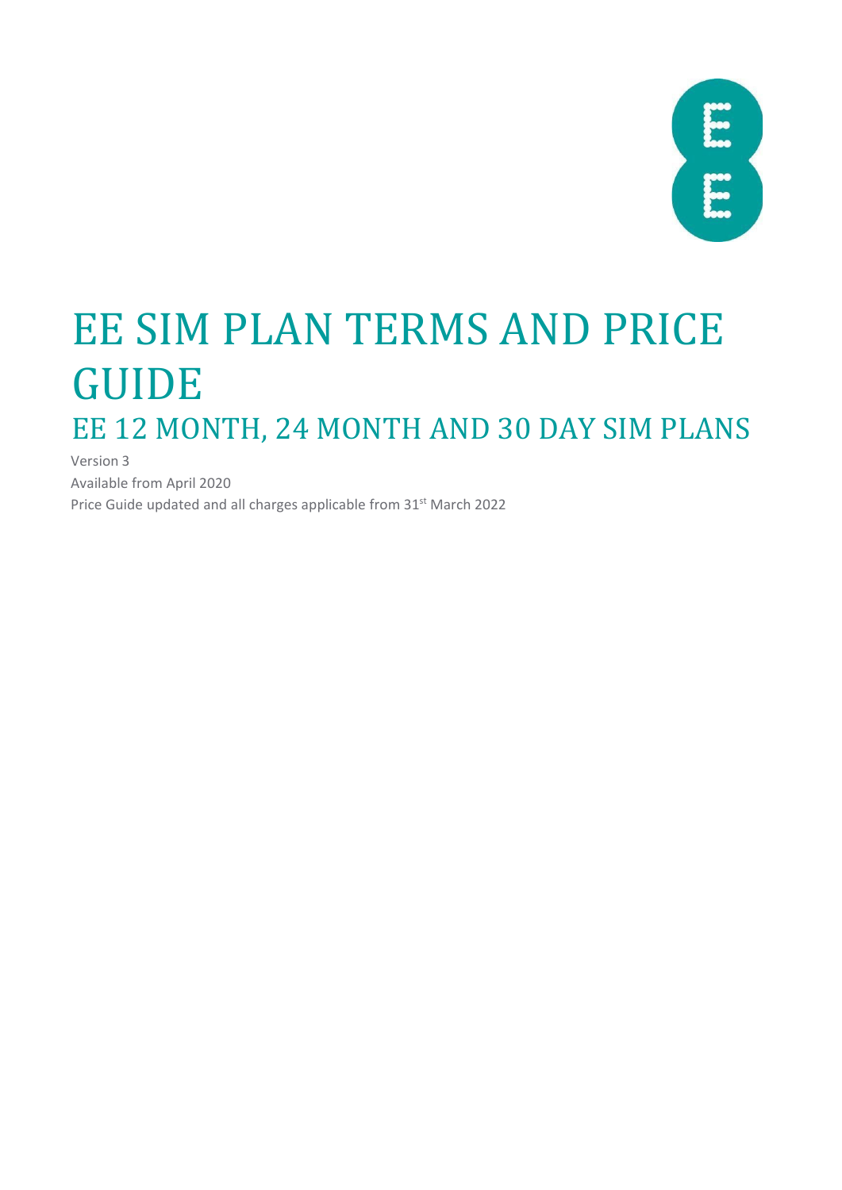# EE SIM PLAN TERMS AND PRICE GUIDE

## EE 12 MONTH, 24 MONTH AND 30 DAY SIM PLANS

Version 3

Available from April 2020

Price Guide updated and all charges applicable from 31st March 2022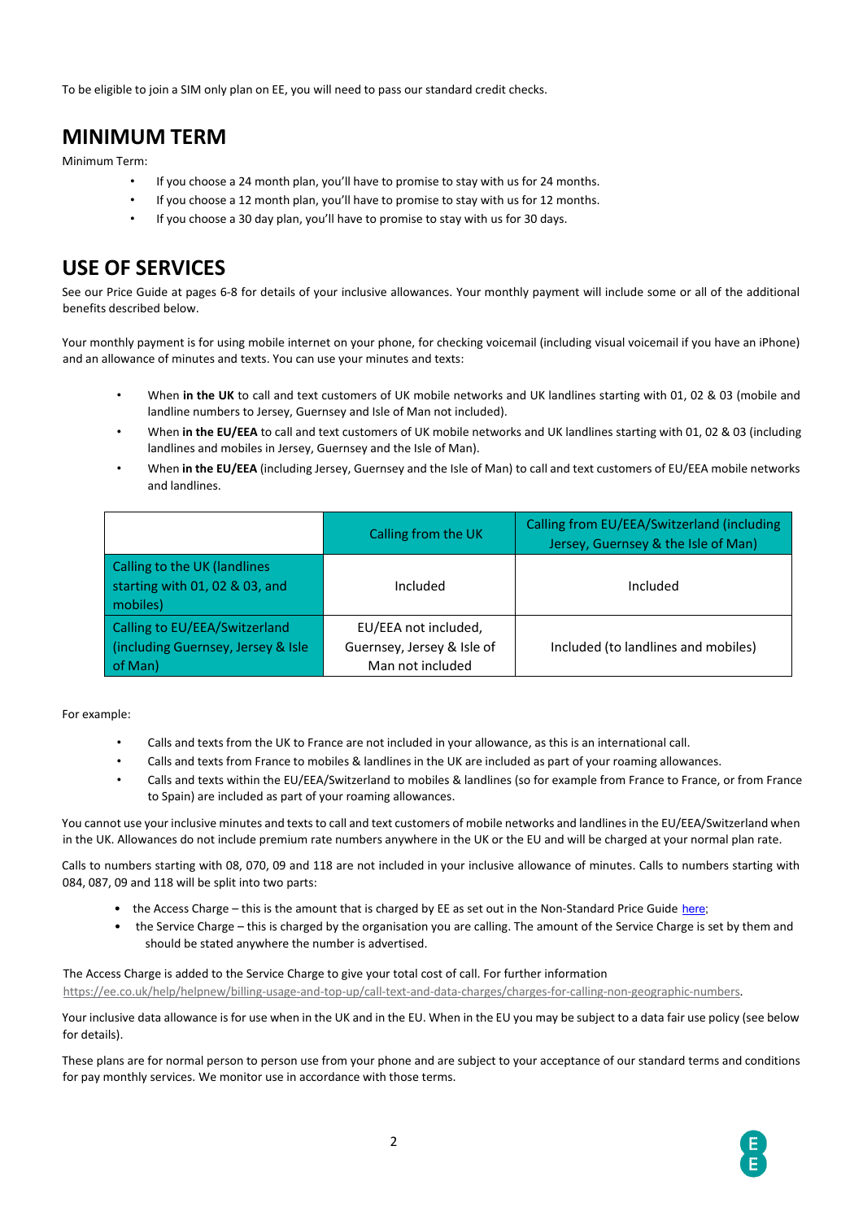To be eligible to join a SIM only plan on EE, you will need to pass our standard credit checks.

## MINIMUM TERM

Minimum Term:

- If you choose a 24 month plan, you'll have to promise to stay with us for 24 months.
- If you choose a 12 month plan, you'll have to promise to stay with us for 12 months.
- If you choose a 30 day plan, you'll have to promise to stay with us for 30 days.

## USE OF SERVICES

See our Price Guide at pages 6-8 for details of your inclusive allowances. Your monthly payment will include some or all of the additional benefits described below.

Your monthly payment is for using mobile internet on your phone, for checking voicemail (including visual voicemail if you have an iPhone) and an allowance of minutes and texts. You can use your minutes and texts:

- When **in the UK** to call and text customers of UK mobile networks and UK landlines starting with 01, 02 & 03 (mobile and landline numbers to Jersey, Guernsey and Isle of Man not included).
- When **in the EU/EEA** to call and text customers of UK mobile networks and UK landlines starting with 01, 02 & 03 (including landlines and mobiles in Jersey, Guernsey and the Isle of Man).
- When **in the EU/EEA** (including Jersey, Guernsey and the Isle of Man) to call and text customers of EU/EEA mobile networks and landlines.

| | Calling from the UK | Calling from EU/EEA/Switzerland (including Jersey, Guernsey & the Isle of Man) |
|---|---|---|
| Calling to the UK (landlines starting with 01, 02 & 03, and mobiles) | Included | Included |
| Calling to EU/EEA/Switzerland (including Guernsey, Jersey & Isle of Man) | EU/EEA not included, Guernsey, Jersey & Isle of Man not included | Included (to landlines and mobiles) |

For example:

- Calls and texts from the UK to France are not included in your allowance, as this is an international call.
- Calls and texts from France to mobiles & landlines in the UK are included as part of your roaming allowances.
- Calls and texts within the EU/EEA/Switzerland to mobiles & landlines (so for example from France to France, or from France to Spain) are included as part of your roaming allowances.

You cannot use your inclusive minutes and texts to call and text customers of mobile networks and landlines in the EU/EEA/Switzerland when in the UK. Allowances do not include premium rate numbers anywhere in the UK or the EU and will be charged at your normal plan rate.

Calls to numbers starting with 08, 070, 09 and 118 are not included in your inclusive allowance of minutes. Calls to numbers starting with 084, 087, 09 and 118 will be split into two parts:

- the Access Charge – this is the amount that is charged by EE as set out in the Non-Standard Price Guide here;
- the Service Charge – this is charged by the organisation you are calling. The amount of the Service Charge is set by them and should be stated anywhere the number is advertised.

The Access Charge is added to the Service Charge to give your total cost of call. For further information https://ee.co.uk/help/helpnew/billing-usage-and-top-up/call-text-and-data-charges/charges-for-calling-non-geographic-numbers.

Your inclusive data allowance is for use when in the UK and in the EU. When in the EU you may be subject to a data fair use policy (see below for details).

These plans are for normal person to person use from your phone and are subject to your acceptance of our standard terms and conditions for pay monthly services. We monitor use in accordance with those terms.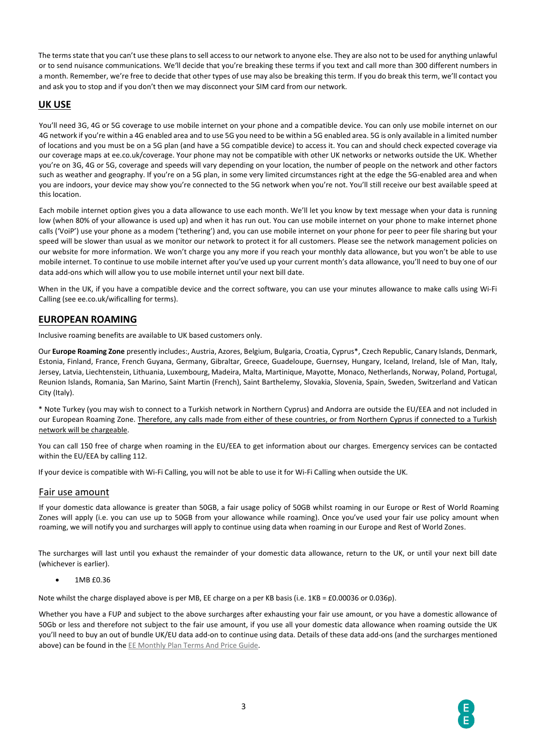The terms state that you can't use these plans to sell access to our network to anyone else. They are also not to be used for anything unlawful or to send nuisance communications. We'll decide that you're breaking these terms if you text and call more than 300 different numbers in a month. Remember, we're free to decide that other types of use may also be breaking this term. If you do break this term, we'll contact you and ask you to stop and if you don't then we may disconnect your SIM card from our network.

## UK USE

You'll need 3G, 4G or 5G coverage to use mobile internet on your phone and a compatible device. You can only use mobile internet on our 4G network if you're within a 4G enabled area and to use 5G you need to be within a 5G enabled area. 5G is only available in a limited number of locations and you must be on a 5G plan (and have a 5G compatible device) to access it. You can and should check expected coverage via our coverage maps at ee.co.uk/coverage. Your phone may not be compatible with other UK networks or networks outside the UK. Whether you're on 3G, 4G or 5G, coverage and speeds will vary depending on your location, the number of people on the network and other factors such as weather and geography. If you're on a 5G plan, in some very limited circumstances right at the edge the 5G-enabled area and when you are indoors, your device may show you're connected to the 5G network when you're not. You'll still receive our best available speed at this location.

Each mobile internet option gives you a data allowance to use each month. We'll let you know by text message when your data is running low (when 80% of your allowance is used up) and when it has run out. You can use mobile internet on your phone to make internet phone calls ('VoiP') use your phone as a modem ('tethering') and, you can use mobile internet on your phone for peer to peer file sharing but your speed will be slower than usual as we monitor our network to protect it for all customers. Please see the network management policies on our website for more information. We won't charge you any more if you reach your monthly data allowance, but you won't be able to use mobile internet. To continue to use mobile internet after you've used up your current month's data allowance, you'll need to buy one of our data add-ons which will allow you to use mobile internet until your next bill date.

When in the UK, if you have a compatible device and the correct software, you can use your minutes allowance to make calls using Wi-Fi Calling (see ee.co.uk/wificalling for terms).

## EUROPEAN ROAMING

Inclusive roaming benefits are available to UK based customers only.

Our **Europe Roaming Zone** presently includes:, Austria, Azores, Belgium, Bulgaria, Croatia, Cyprus*, Czech Republic, Canary Islands, Denmark, Estonia, Finland, France, French Guyana, Germany, Gibraltar, Greece, Guadeloupe, Guernsey, Hungary, Iceland, Ireland, Isle of Man, Italy, Jersey, Latvia, Liechtenstein, Lithuania, Luxembourg, Madeira, Malta, Martinique, Mayotte, Monaco, Netherlands, Norway, Poland, Portugal, Reunion Islands, Romania, San Marino, Saint Martin (French), Saint Barthelemy, Slovakia, Slovenia, Spain, Sweden, Switzerland and Vatican City (Italy).

* Note Turkey (you may wish to connect to a Turkish network in Northern Cyprus) and Andorra are outside the EU/EEA and not included in our European Roaming Zone. Therefore, any calls made from either of these countries, or from Northern Cyprus if connected to a Turkish network will be chargeable.

You can call 150 free of charge when roaming in the EU/EEA to get information about our charges. Emergency services can be contacted within the EU/EEA by calling 112.

If your device is compatible with Wi-Fi Calling, you will not be able to use it for Wi-Fi Calling when outside the UK.

### Fair use amount

If your domestic data allowance is greater than 50GB, a fair usage policy of 50GB whilst roaming in our Europe or Rest of World Roaming Zones will apply (i.e. you can use up to 50GB from your allowance while roaming). Once you've used your fair use policy amount when roaming, we will notify you and surcharges will apply to continue using data when roaming in our Europe and Rest of World Zones.

The surcharges will last until you exhaust the remainder of your domestic data allowance, return to the UK, or until your next bill date (whichever is earlier).

- 1MB £0.36

Note whilst the charge displayed above is per MB, EE charge on a per KB basis (i.e. 1KB = £0.00036 or 0.036p).

Whether you have a FUP and subject to the above surcharges after exhausting your fair use amount, or you have a domestic allowance of 50Gb or less and therefore not subject to the fair use amount, if you use all your domestic data allowance when roaming outside the UK you'll need to buy an out of bundle UK/EU data add-on to continue using data. Details of these data add-ons (and the surcharges mentioned above) can be found in the EE Monthly Plan Terms And Price Guide.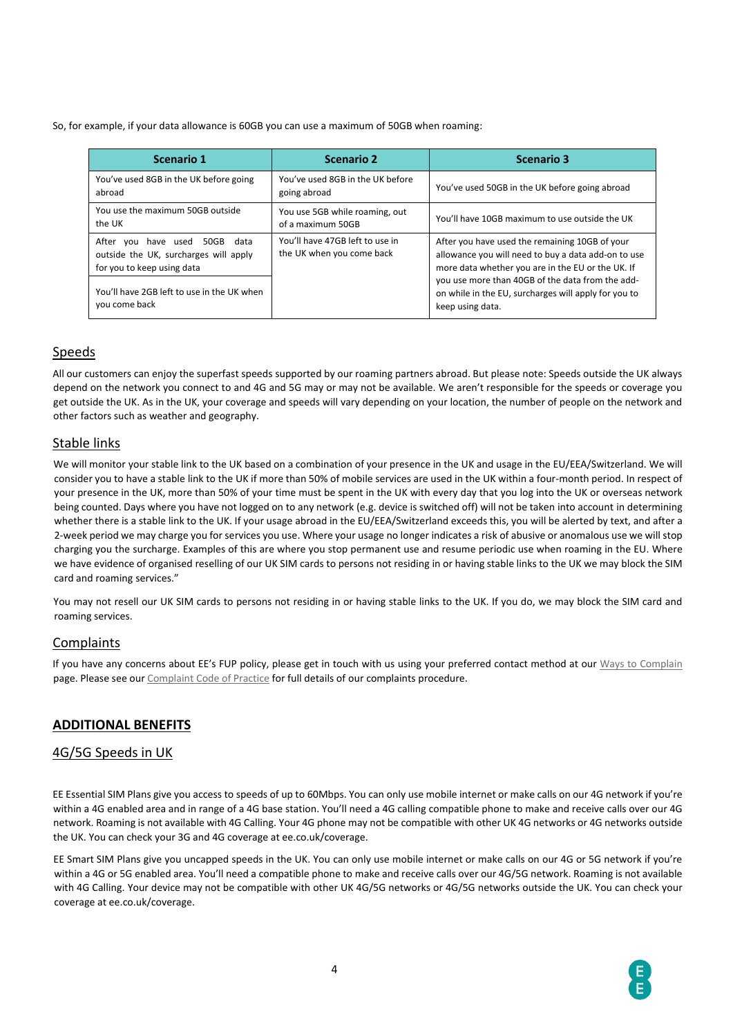So, for example, if your data allowance is 60GB you can use a maximum of 50GB when roaming:

| Scenario 1 | Scenario 2 | Scenario 3 |
| --- | --- | --- |
| You've used 8GB in the UK before going abroad | You've used 8GB in the UK before going abroad | You've used 50GB in the UK before going abroad |
| You use the maximum 50GB outside the UK | You use 5GB while roaming, out of a maximum 50GB | You'll have 10GB maximum to use outside the UK |
| After you have used 50GB data outside the UK, surcharges will apply for you to keep using data | You'll have 47GB left to use in the UK when you come back | After you have used the remaining 10GB of your allowance you will need to buy a data add-on to use more data whether you are in the EU or the UK. If you use more than 40GB of the data from the add-on while in the EU, surcharges will apply for you to keep using data. |
| You'll have 2GB left to use in the UK when you come back | | |

## Speeds

All our customers can enjoy the superfast speeds supported by our roaming partners abroad. But please note: Speeds outside the UK always depend on the network you connect to and 4G and 5G may or may not be available. We aren't responsible for the speeds or coverage you get outside the UK. As in the UK, your coverage and speeds will vary depending on your location, the number of people on the network and other factors such as weather and geography.

## Stable links

We will monitor your stable link to the UK based on a combination of your presence in the UK and usage in the EU/EEA/Switzerland. We will consider you to have a stable link to the UK if more than 50% of mobile services are used in the UK within a four-month period. In respect of your presence in the UK, more than 50% of your time must be spent in the UK with every day that you log into the UK or overseas network being counted. Days where you have not logged on to any network (e.g. device is switched off) will not be taken into account in determining whether there is a stable link to the UK. If your usage abroad in the EU/EEA/Switzerland exceeds this, you will be alerted by text, and after a 2-week period we may charge you for services you use. Where your usage no longer indicates a risk of abusive or anomalous use we will stop charging you the surcharge. Examples of this are where you stop permanent use and resume periodic use when roaming in the EU. Where we have evidence of organised reselling of our UK SIM cards to persons not residing in or having stable links to the UK we may block the SIM card and roaming services."

You may not resell our UK SIM cards to persons not residing in or having stable links to the UK. If you do, we may block the SIM card and roaming services.

## Complaints

If you have any concerns about EE's FUP policy, please get in touch with us using your preferred contact method at our Ways to Complain page. Please see our Complaint Code of Practice for full details of our complaints procedure.

# ADDITIONAL BENEFITS

## 4G/5G Speeds in UK

EE Essential SIM Plans give you access to speeds of up to 60Mbps. You can only use mobile internet or make calls on our 4G network if you're within a 4G enabled area and in range of a 4G base station. You'll need a 4G calling compatible phone to make and receive calls over our 4G network. Roaming is not available with 4G Calling. Your 4G phone may not be compatible with other UK 4G networks or 4G networks outside the UK. You can check your 3G and 4G coverage at ee.co.uk/coverage.

EE Smart SIM Plans give you uncapped speeds in the UK. You can only use mobile internet or make calls on our 4G or 5G network if you're within a 4G or 5G enabled area. You'll need a compatible phone to make and receive calls over our 4G/5G network. Roaming is not available with 4G Calling. Your device may not be compatible with other UK 4G/5G networks or 4G/5G networks outside the UK. You can check your coverage at ee.co.uk/coverage.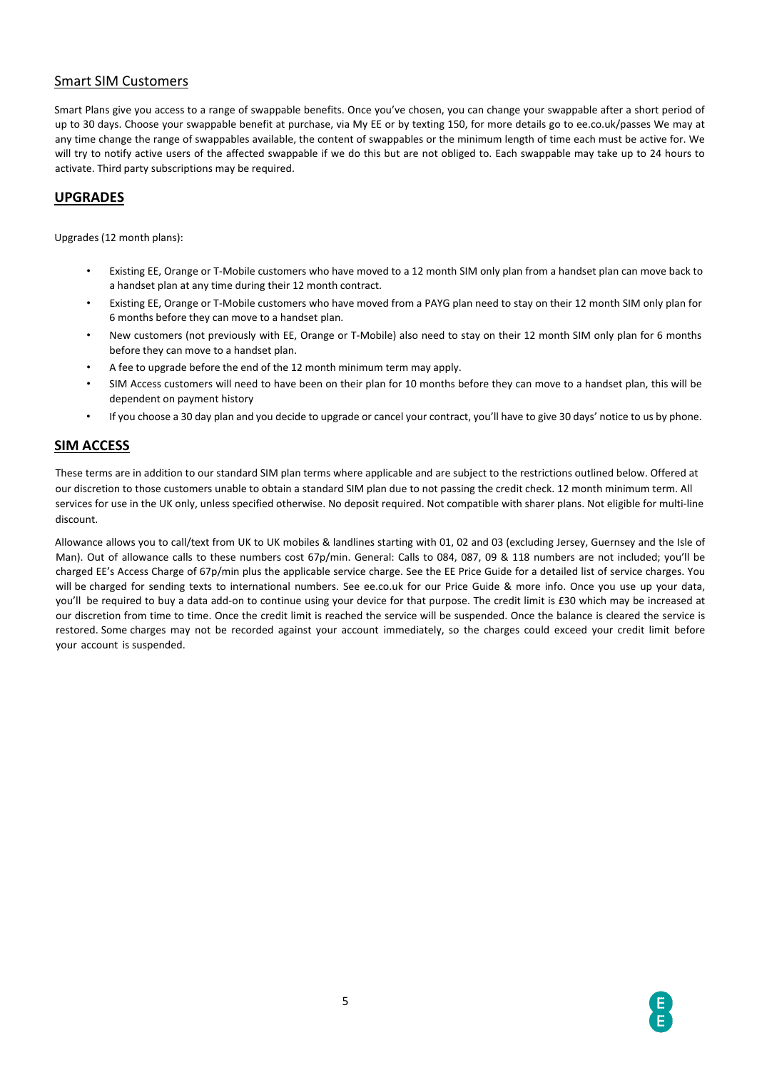## Smart SIM Customers

Smart Plans give you access to a range of swappable benefits. Once you've chosen, you can change your swappable after a short period of up to 30 days. Choose your swappable benefit at purchase, via My EE or by texting 150, for more details go to ee.co.uk/passes We may at any time change the range of swappables available, the content of swappables or the minimum length of time each must be active for. We will try to notify active users of the affected swappable if we do this but are not obliged to. Each swappable may take up to 24 hours to activate. Third party subscriptions may be required.

## UPGRADES

Upgrades (12 month plans):

- Existing EE, Orange or T-Mobile customers who have moved to a 12 month SIM only plan from a handset plan can move back to a handset plan at any time during their 12 month contract.
- Existing EE, Orange or T-Mobile customers who have moved from a PAYG plan need to stay on their 12 month SIM only plan for 6 months before they can move to a handset plan.
- New customers (not previously with EE, Orange or T-Mobile) also need to stay on their 12 month SIM only plan for 6 months before they can move to a handset plan.
- A fee to upgrade before the end of the 12 month minimum term may apply.
- SIM Access customers will need to have been on their plan for 10 months before they can move to a handset plan, this will be dependent on payment history
- If you choose a 30 day plan and you decide to upgrade or cancel your contract, you'll have to give 30 days' notice to us by phone.

## SIM ACCESS

These terms are in addition to our standard SIM plan terms where applicable and are subject to the restrictions outlined below. Offered at our discretion to those customers unable to obtain a standard SIM plan due to not passing the credit check. 12 month minimum term. All services for use in the UK only, unless specified otherwise. No deposit required. Not compatible with sharer plans. Not eligible for multi-line discount.

Allowance allows you to call/text from UK to UK mobiles & landlines starting with 01, 02 and 03 (excluding Jersey, Guernsey and the Isle of Man). Out of allowance calls to these numbers cost 67p/min. General: Calls to 084, 087, 09 & 118 numbers are not included; you'll be charged EE's Access Charge of 67p/min plus the applicable service charge. See the EE Price Guide for a detailed list of service charges. You will be charged for sending texts to international numbers. See ee.co.uk for our Price Guide & more info. Once you use up your data, you'll be required to buy a data add-on to continue using your device for that purpose. The credit limit is £30 which may be increased at our discretion from time to time. Once the credit limit is reached the service will be suspended. Once the balance is cleared the service is restored. Some charges may not be recorded against your account immediately, so the charges could exceed your credit limit before your account is suspended.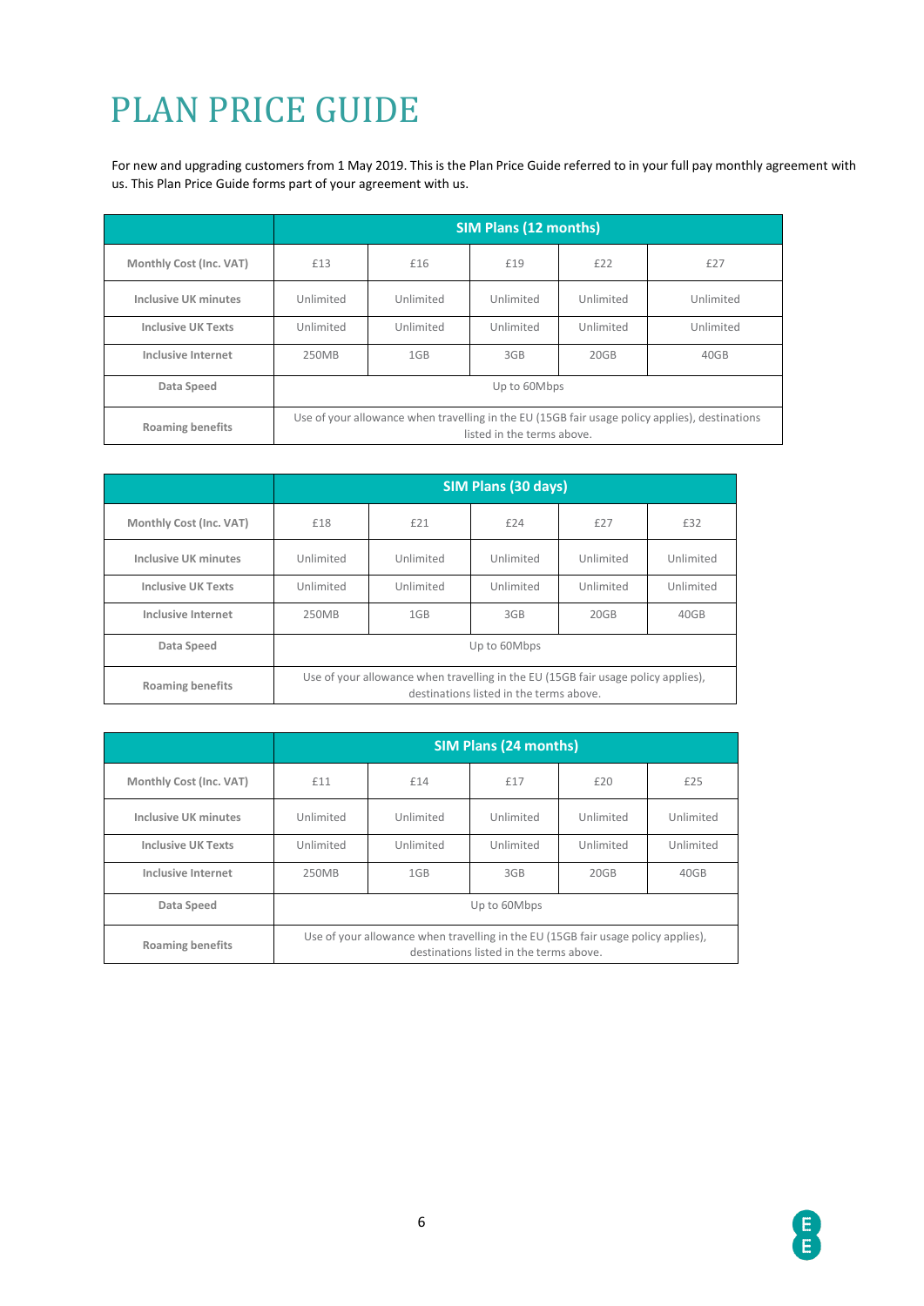# PLAN PRICE GUIDE

For new and upgrading customers from 1 May 2019. This is the Plan Price Guide referred to in your full pay monthly agreement with us. This Plan Price Guide forms part of your agreement with us.

| | SIM Plans (12 months) | | | | |
|---|---|---|---|---|---|
| Monthly Cost (Inc. VAT) | £13 | £16 | £19 | £22 | £27 |
| Inclusive UK minutes | Unlimited | Unlimited | Unlimited | Unlimited | Unlimited |
| Inclusive UK Texts | Unlimited | Unlimited | Unlimited | Unlimited | Unlimited |
| Inclusive Internet | 250MB | 1GB | 3GB | 20GB | 40GB |
| Data Speed | Up to 60Mbps | | | | |
| Roaming benefits | Use of your allowance when travelling in the EU (15GB fair usage policy applies), destinations listed in the terms above. | | | | |

| | SIM Plans (30 days) | | | | |
|---|---|---|---|---|---|
| Monthly Cost (Inc. VAT) | £18 | £21 | £24 | £27 | £32 |
| Inclusive UK minutes | Unlimited | Unlimited | Unlimited | Unlimited | Unlimited |
| Inclusive UK Texts | Unlimited | Unlimited | Unlimited | Unlimited | Unlimited |
| Inclusive Internet | 250MB | 1GB | 3GB | 20GB | 40GB |
| Data Speed | Up to 60Mbps | | | | |
| Roaming benefits | Use of your allowance when travelling in the EU (15GB fair usage policy applies), destinations listed in the terms above. | | | | |

| | SIM Plans (24 months) | | | | |
|---|---|---|---|---|---|
| Monthly Cost (Inc. VAT) | £11 | £14 | £17 | £20 | £25 |
| Inclusive UK minutes | Unlimited | Unlimited | Unlimited | Unlimited | Unlimited |
| Inclusive UK Texts | Unlimited | Unlimited | Unlimited | Unlimited | Unlimited |
| Inclusive Internet | 250MB | 1GB | 3GB | 20GB | 40GB |
| Data Speed | Up to 60Mbps | | | | |
| Roaming benefits | Use of your allowance when travelling in the EU (15GB fair usage policy applies), destinations listed in the terms above. | | | | |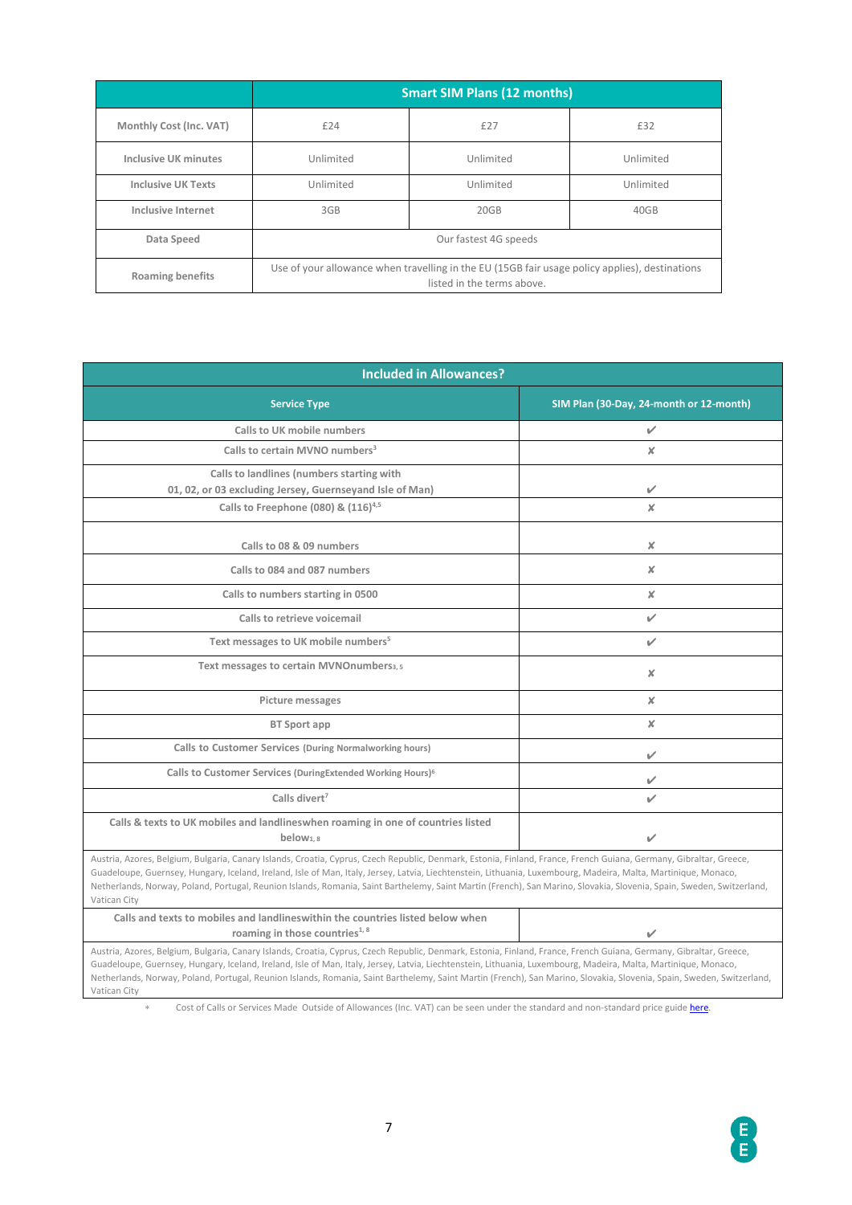| | Smart SIM Plans (12 months) | | |
|---|---|---|---|
| Monthly Cost (Inc. VAT) | £24 | £27 | £32 |
| Inclusive UK minutes | Unlimited | Unlimited | Unlimited |
| Inclusive UK Texts | Unlimited | Unlimited | Unlimited |
| Inclusive Internet | 3GB | 20GB | 40GB |
| Data Speed | Our fastest 4G speeds | | |
| Roaming benefits | Use of your allowance when travelling in the EU (15GB fair usage policy applies), destinations listed in the terms above. | | |

| Included in Allowances? | |
|---|---|
| **Service Type** | **SIM Plan (30-Day, 24-month or 12-month)** |
| Calls to UK mobile numbers | ✔ |
| Calls to certain MVNO numbers[3] | ✘ |
| Calls to landlines (numbers starting with 01, 02, or 03 excluding Jersey, Guernseyand Isle of Man) | ✔ |
| Calls to Freephone (080) & (116)[4,5] | ✘ |
| Calls to 08 & 09 numbers | ✘ |
| Calls to 084 and 087 numbers | ✘ |
| Calls to numbers starting in 0500 | ✘ |
| Calls to retrieve voicemail | ✔ |
| Text messages to UK mobile numbers[5] | ✔ |
| Text messages to certain MVNOnumbers[3, 5] | ✘ |
| Picture messages | ✘ |
| BT Sport app | ✘ |
| Calls to Customer Services (During Normalworking hours) | ✔ |
| Calls to Customer Services (DuringExtended Working Hours)[6] | ✔ |
| Calls divert[7] | ✔ |
| Calls & texts to UK mobiles and landlineswhen roaming in one of countries listed below[1, 8] | ✔ |
| Austria, Azores, Belgium, Bulgaria, Canary Islands, Croatia, Cyprus, Czech Republic, Denmark, Estonia, Finland, France, French Guiana, Germany, Gibraltar, Greece, Guadeloupe, Guernsey, Hungary, Iceland, Ireland, Isle of Man, Italy, Jersey, Latvia, Liechtenstein, Lithuania, Luxembourg, Madeira, Malta, Martinique, Monaco, Netherlands, Norway, Poland, Portugal, Reunion Islands, Romania, Saint Barthelemy, Saint Martin (French), San Marino, Slovakia, Slovenia, Spain, Sweden, Switzerland, Vatican City | |
| Calls and texts to mobiles and landlineswithin the countries listed below when roaming in those countries[1, 8] | ✔ |
| Austria, Azores, Belgium, Bulgaria, Canary Islands, Croatia, Cyprus, Czech Republic, Denmark, Estonia, Finland, France, French Guiana, Germany, Gibraltar, Greece, Guadeloupe, Guernsey, Hungary, Iceland, Ireland, Isle of Man, Italy, Jersey, Latvia, Liechtenstein, Lithuania, Luxembourg, Madeira, Malta, Martinique, Monaco, Netherlands, Norway, Poland, Portugal, Reunion Islands, Romania, Saint Barthelemy, Saint Martin (French), San Marino, Slovakia, Slovenia, Spain, Sweden, Switzerland, Vatican City | |

* Cost of Calls or Services Made Outside of Allowances (Inc. VAT) can be seen under the standard and non-standard price guide here.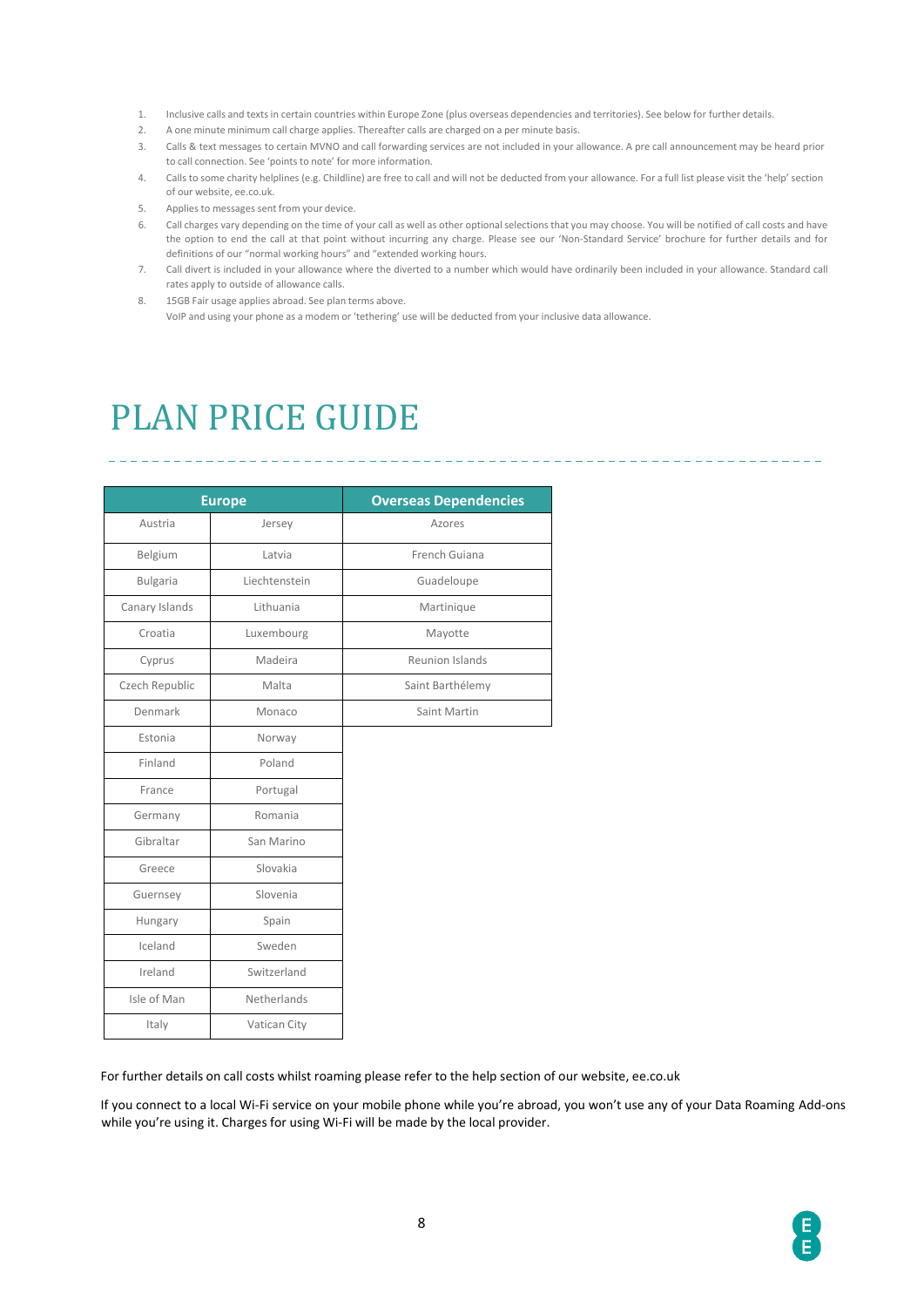1. Inclusive calls and texts in certain countries within Europe Zone (plus overseas dependencies and territories). See below for further details.
2. A one minute minimum call charge applies. Thereafter calls are charged on a per minute basis.
3. Calls & text messages to certain MVNO and call forwarding services are not included in your allowance. A pre call announcement may be heard prior to call connection. See 'points to note' for more information.
4. Calls to some charity helplines (e.g. Childline) are free to call and will not be deducted from your allowance. For a full list please visit the 'help' section of our website, ee.co.uk.
5. Applies to messages sent from your device.
6. Call charges vary depending on the time of your call as well as other optional selections that you may choose. You will be notified of call costs and have the option to end the call at that point without incurring any charge. Please see our 'Non-Standard Service' brochure for further details and for definitions of our "normal working hours" and "extended working hours.
7. Call divert is included in your allowance where the diverted to a number which would have ordinarily been included in your allowance. Standard call rates apply to outside of allowance calls.
8. 15GB Fair usage applies abroad. See plan terms above.
   VoIP and using your phone as a modem or 'tethering' use will be deducted from your inclusive data allowance.

# PLAN PRICE GUIDE

| Europe | | Overseas Dependencies |
|---|---|---|
| Austria | Jersey | Azores |
| Belgium | Latvia | French Guiana |
| Bulgaria | Liechtenstein | Guadeloupe |
| Canary Islands | Lithuania | Martinique |
| Croatia | Luxembourg | Mayotte |
| Cyprus | Madeira | Reunion Islands |
| Czech Republic | Malta | Saint Barthélemy |
| Denmark | Monaco | Saint Martin |
| Estonia | Norway | |
| Finland | Poland | |
| France | Portugal | |
| Germany | Romania | |
| Gibraltar | San Marino | |
| Greece | Slovakia | |
| Guernsey | Slovenia | |
| Hungary | Spain | |
| Iceland | Sweden | |
| Ireland | Switzerland | |
| Isle of Man | Netherlands | |
| Italy | Vatican City | |

For further details on call costs whilst roaming please refer to the help section of our website, ee.co.uk

If you connect to a local Wi-Fi service on your mobile phone while you're abroad, you won't use any of your Data Roaming Add-ons while you're using it. Charges for using Wi-Fi will be made by the local provider.